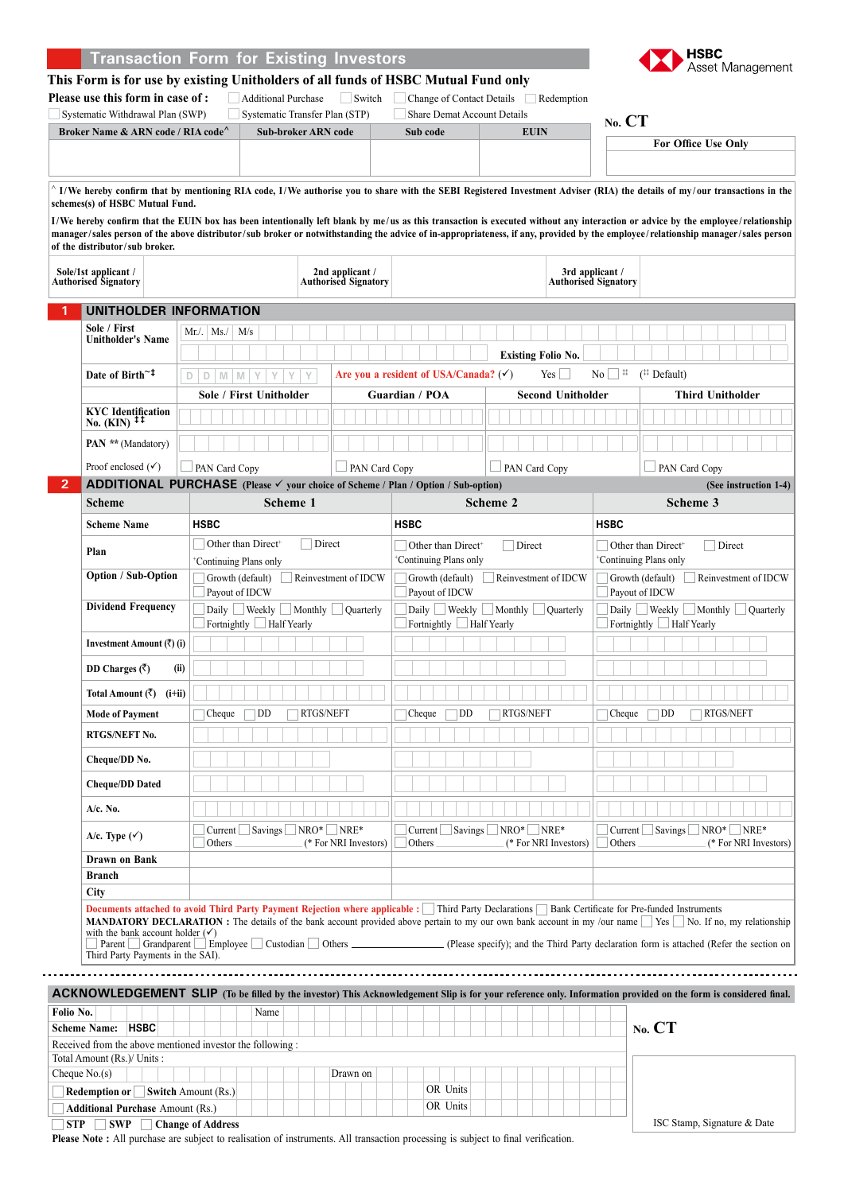# Transaction Form for Existing Investors

HSBC Asset Management

**This Form is for use by existing Unitholders of all funds of HSBC Mutual Fund only**

**Please use this form in case of :** ☐ Additional Purchase ☐ Switch ☐ Change of Contact Details ☐ Redemption ☐ Systematic Withdrawal Plan (SWP) ☐ Systematic Transfer Plan (STP) ☐ Share Demat Account Details

**No. CT**

| Broker Name & ARN code / RIA code^ | Sub-broker ARN code | Sub code | EUIN |
|---|---|---|---|
| | | | |

**For Office Use Only**

^ I/We hereby confirm that by mentioning RIA code, I/We authorise you to share with the SEBI Registered Investment Adviser (RIA) the details of my/our transactions in the schemes(s) of HSBC Mutual Fund.

I/We hereby confirm that the EUIN box has been intentionally left blank by me/us as this transaction is executed without any interaction or advice by the employee/relationship manager/sales person of the above distributor/sub broker or notwithstanding the advice of in-appropriateness, if any, provided by the employee/relationship manager/sales person of the distributor/sub broker.

| Sole/1st applicant / Authorised Signatory | | 2nd applicant / Authorised Signatory | | 3rd applicant / Authorised Signatory | |
|---|---|---|---|---|---|

## 1 UNITHOLDER INFORMATION

**Sole / First Unitholder's Name** Mr./ Ms./ M/s

**Existing Folio No.**

**Date of Birth~‡** D D M M Y Y Y Y **Are you a resident of USA/Canada? (✓)** Yes ☐ No ☐ ‡‡ (‡‡ Default)

| | Sole / First Unitholder | Guardian / POA | Second Unitholder | Third Unitholder |
|---|---|---|---|---|
| **KYC Identification No. (KIN) ‡‡** | | | | |
| **PAN \*\*** (Mandatory) | | | | |
| Proof enclosed (✓) | ☐ PAN Card Copy | ☐ PAN Card Copy | ☐ PAN Card Copy | ☐ PAN Card Copy |

## 2 ADDITIONAL PURCHASE (Please ✓ your choice of Scheme / Plan / Option / Sub-option) (See instruction 1-4)

| Scheme | Scheme 1 | Scheme 2 | Scheme 3 |
|---|---|---|---|
| **Scheme Name** | HSBC | HSBC | HSBC |
| **Plan** | ☐ Other than Direct+ ☐ Direct <br> +Continuing Plans only | ☐ Other than Direct+ ☐ Direct <br> +Continuing Plans only | ☐ Other than Direct+ ☐ Direct <br> +Continuing Plans only |
| **Option / Sub-Option** | ☐ Growth (default) ☐ Reinvestment of IDCW ☐ Payout of IDCW | ☐ Growth (default) ☐ Reinvestment of IDCW ☐ Payout of IDCW | ☐ Growth (default) ☐ Reinvestment of IDCW ☐ Payout of IDCW |
| **Dividend Frequency** | ☐ Daily ☐ Weekly ☐ Monthly ☐ Quarterly ☐ Fortnightly ☐ Half Yearly | ☐ Daily ☐ Weekly ☐ Monthly ☐ Quarterly ☐ Fortnightly ☐ Half Yearly | ☐ Daily ☐ Weekly ☐ Monthly ☐ Quarterly ☐ Fortnightly ☐ Half Yearly |
| **Investment Amount (₹) (i)** | | | |
| **DD Charges (₹) (ii)** | | | |
| **Total Amount (₹) (i+ii)** | | | |
| **Mode of Payment** | ☐ Cheque ☐ DD ☐ RTGS/NEFT | ☐ Cheque ☐ DD ☐ RTGS/NEFT | ☐ Cheque ☐ DD ☐ RTGS/NEFT |
| **RTGS/NEFT No.** | | | |
| **Cheque/DD No.** | | | |
| **Cheque/DD Dated** | | | |
| **A/c. No.** | | | |
| **A/c. Type (✓)** | ☐ Current ☐ Savings ☐ NRO\* ☐ NRE\* ☐ Others ______ (\* For NRI Investors) | ☐ Current ☐ Savings ☐ NRO\* ☐ NRE\* ☐ Others ______ (\* For NRI Investors) | ☐ Current ☐ Savings ☐ NRO\* ☐ NRE\* ☐ Others ______ (\* For NRI Investors) |
| **Drawn on Bank** | | | |
| **Branch** | | | |
| **City** | | | |

**Documents attached to avoid Third Party Payment Rejection where applicable :** ☐ Third Party Declarations ☐ Bank Certificate for Pre-funded Instruments

**MANDATORY DECLARATION :** The details of the bank account provided above pertain to my own bank account in my /our name ☐ Yes ☐ No. If no, my relationship with the bank account holder (✓) ☐ Parent ☐ Grandparent ☐ Employee ☐ Custodian ☐ Others ______________ (Please specify); and the Third Party declaration form is attached (Refer the section on Third Party Payments in the SAI).

---

## ACKNOWLEDGEMENT SLIP (To be filled by the investor) This Acknowledgement Slip is for your reference only. Information provided on the form is considered final.

**Folio No.** Name

**Scheme Name:** HSBC

Received from the above mentioned investor the following :

Total Amount (Rs.)/ Units :

Cheque No.(s) Drawn on

☐ **Redemption** or ☐ **Switch** Amount (Rs.) OR Units

☐ **Additional Purchase** Amount (Rs.) OR Units

☐ **STP** ☐ **SWP** ☐ **Change of Address**

**No. CT**

ISC Stamp, Signature & Date

**Please Note :** All purchase are subject to realisation of instruments. All transaction processing is subject to final verification.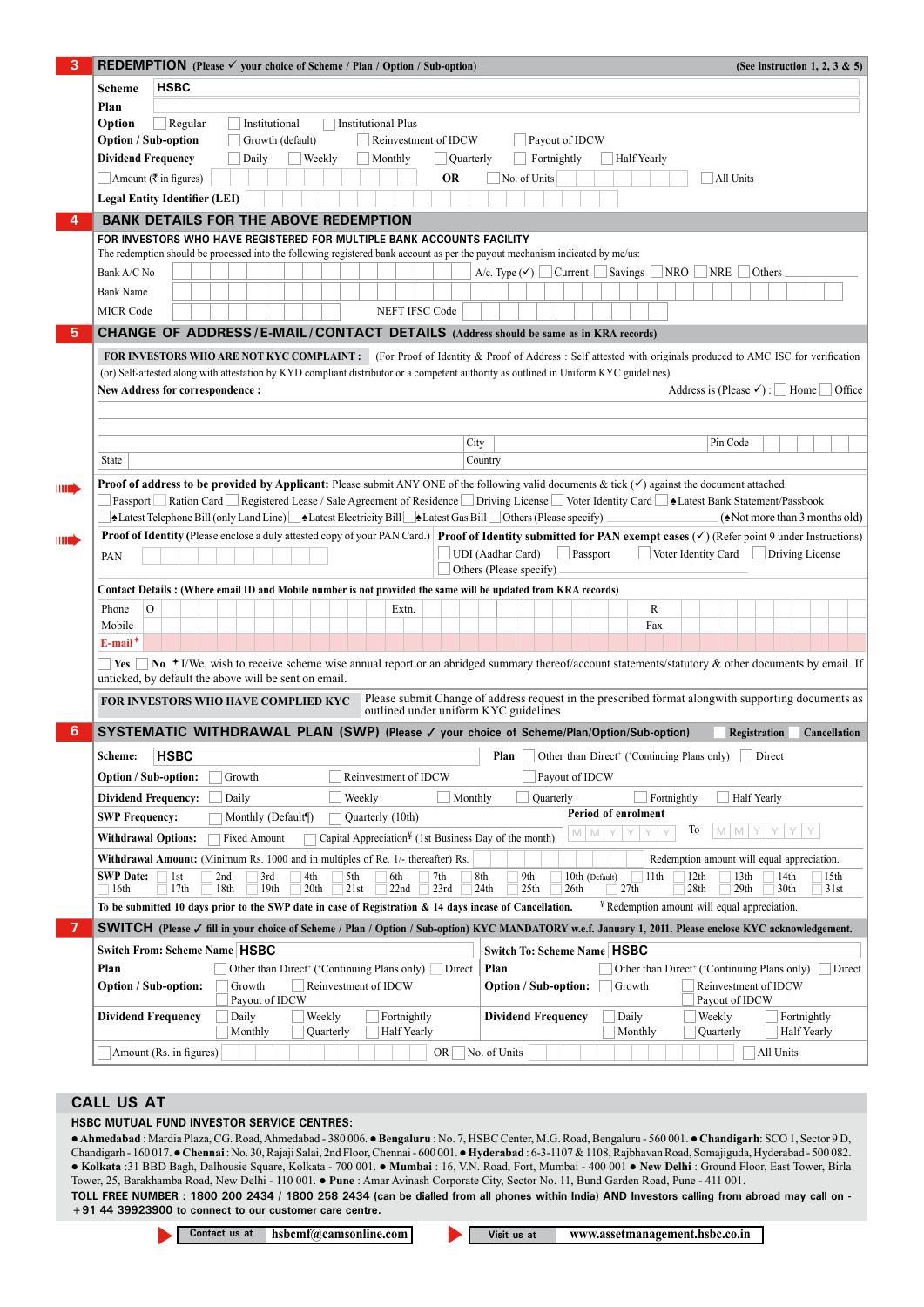## 3 REDEMPTION (Please ✓ your choice of Scheme / Plan / Option / Sub-option) (See instruction 1, 2, 3 & 5)

**Scheme** HSBC

**Plan**

**Option** ☐ Regular ☐ Institutional ☐ Institutional Plus

**Option / Sub-option** ☐ Growth (default) ☐ Reinvestment of IDCW ☐ Payout of IDCW

**Dividend Frequency** ☐ Daily ☐ Weekly ☐ Monthly ☐ Quarterly ☐ Fortnightly ☐ Half Yearly

☐ Amount (₹ in figures) **OR** ☐ No. of Units ☐ All Units

**Legal Entity Identifier (LEI)**

## 4 BANK DETAILS FOR THE ABOVE REDEMPTION

**FOR INVESTORS WHO HAVE REGISTERED FOR MULTIPLE BANK ACCOUNTS FACILITY**

The redemption should be processed into the following registered bank account as per the payout mechanism indicated by me/us:

Bank A/C No  A/c. Type (✓) ☐ Current ☐ Savings ☐ NRO ☐ NRE ☐ Others

Bank Name

MICR Code  NEFT IFSC Code

## 5 CHANGE OF ADDRESS / E-MAIL / CONTACT DETAILS (Address should be same as in KRA records)

**FOR INVESTORS WHO ARE NOT KYC COMPLAINT :** (For Proof of Identity & Proof of Address : Self attested with originals produced to AMC ISC for verification (or) Self-attested along with attestation by KYD compliant distributor or a competent authority as outlined in Uniform KYC guidelines)

**New Address for correspondence :** Address is (Please ✓) : ☐ Home ☐ Office

City  Pin Code

State  Country

**Proof of address to be provided by Applicant:** Please submit ANY ONE of the following valid documents & tick (✓) against the document attached.

☐ Passport ☐ Ration Card ☐ Registered Lease / Sale Agreement of Residence ☐ Driving License ☐ Voter Identity Card ☐ ♠Latest Bank Statement/Passbook

☐ ♠Latest Telephone Bill (only Land Line) ☐ ♠Latest Electricity Bill ☐ ♠Latest Gas Bill ☐ Others (Please specify) (♠Not more than 3 months old)

**Proof of Identity** (Please enclose a duly attested copy of your PAN Card.)

PAN

**Proof of Identity submitted for PAN exempt cases** (✓) (Refer point 9 under Instructions)

☐ UDI (Aadhar Card) ☐ Passport ☐ Voter Identity Card ☐ Driving License

☐ Others (Please specify)

**Contact Details : (Where email ID and Mobile number is not provided the same will be updated from KRA records)**

Phone O  Extn.  R

Mobile  Fax

E-mail✦

☐ **Yes** ☐ **No** ✦ I/We, wish to receive scheme wise annual report or an abridged summary thereof/account statements/statutory & other documents by email. If unticked, by default the above will be sent on email.

**FOR INVESTORS WHO HAVE COMPLIED KYC** Please submit Change of address request in the prescribed format alongwith supporting documents as outlined under uniform KYC guidelines

## 6 SYSTEMATIC WITHDRAWAL PLAN (SWP) (Please ✓ your choice of Scheme/Plan/Option/Sub-option) ☐ Registration ☐ Cancellation

**Scheme:** HSBC  **Plan** ☐ Other than Direct+ (+Continuing Plans only) ☐ Direct

**Option / Sub-option:** ☐ Growth ☐ Reinvestment of IDCW ☐ Payout of IDCW

**Dividend Frequency:** ☐ Daily ☐ Weekly ☐ Monthly ☐ Quarterly ☐ Fortnightly ☐ Half Yearly

**SWP Frequency:** ☐ Monthly (Default¶) ☐ Quarterly (10th)

**Period of enrolment** M M Y Y Y Y To M M Y Y Y Y

**Withdrawal Options:** ☐ Fixed Amount ☐ Capital Appreciation¥ (1st Business Day of the month)

**Withdrawal Amount:** (Minimum Rs. 1000 and in multiples of Re. 1/- thereafter) Rs.  Redemption amount will equal appreciation.

**SWP Date:** ☐ 1st ☐ 2nd ☐ 3rd ☐ 4th ☐ 5th ☐ 6th ☐ 7th ☐ 8th ☐ 9th ☐ 10th (Default) ☐ 11th ☐ 12th ☐ 13th ☐ 14th ☐ 15th ☐ 16th ☐ 17th ☐ 18th ☐ 19th ☐ 20th ☐ 21st ☐ 22nd ☐ 23rd ☐ 24th ☐ 25th ☐ 26th ☐ 27th ☐ 28th ☐ 29th ☐ 30th ☐ 31st

**To be submitted 10 days prior to the SWP date in case of Registration & 14 days incase of Cancellation.** ¥ Redemption amount will equal appreciation.

## 7 SWITCH (Please ✓ fill in your choice of Scheme / Plan / Option / Sub-option) KYC MANDATORY w.e.f. January 1, 2011. Please enclose KYC acknowledgement.

**Switch From: Scheme Name** HSBC

**Plan** ☐ Other than Direct+ (+Continuing Plans only) ☐ Direct

**Option / Sub-option:** ☐ Growth ☐ Reinvestment of IDCW ☐ Payout of IDCW

**Dividend Frequency** ☐ Daily ☐ Weekly ☐ Fortnightly ☐ Monthly ☐ Quarterly ☐ Half Yearly

**Switch To: Scheme Name** HSBC

**Plan** ☐ Other than Direct+ (+Continuing Plans only) ☐ Direct

**Option / Sub-option:** ☐ Growth ☐ Reinvestment of IDCW ☐ Payout of IDCW

**Dividend Frequency** ☐ Daily ☐ Weekly ☐ Fortnightly ☐ Monthly ☐ Quarterly ☐ Half Yearly

☐ Amount (Rs. in figures) OR ☐ No. of Units ☐ All Units

## CALL US AT

**HSBC MUTUAL FUND INVESTOR SERVICE CENTRES:**

● **Ahmedabad** : Mardia Plaza, CG. Road, Ahmedabad - 380 006. ● **Bengaluru** : No. 7, HSBC Center, M.G. Road, Bengaluru - 560 001. ● **Chandigarh**: SCO 1, Sector 9 D, Chandigarh - 160 017. ● **Chennai** : No. 30, Rajaji Salai, 2nd Floor, Chennai - 600 001. ● **Hyderabad** : 6-3-1107 & 1108, Rajbhavan Road, Somajiguda, Hyderabad - 500 082. ● **Kolkata** :31 BBD Bagh, Dalhousie Square, Kolkata - 700 001. ● **Mumbai** : 16, V.N. Road, Fort, Mumbai - 400 001 ● **New Delhi** : Ground Floor, East Tower, Birla Tower, 25, Barakhamba Road, New Delhi - 110 001. ● **Pune** : Amar Avinash Corporate City, Sector No. 11, Bund Garden Road, Pune - 411 001.

**TOLL FREE NUMBER : 1800 200 2434 / 1800 258 2434 (can be dialled from all phones within India) AND Investors calling from abroad may call on - +91 44 39923900 to connect to our customer care centre.**

Contact us at **hsbcmf@camsonline.com**  Visit us at **www.assetmanagement.hsbc.co.in**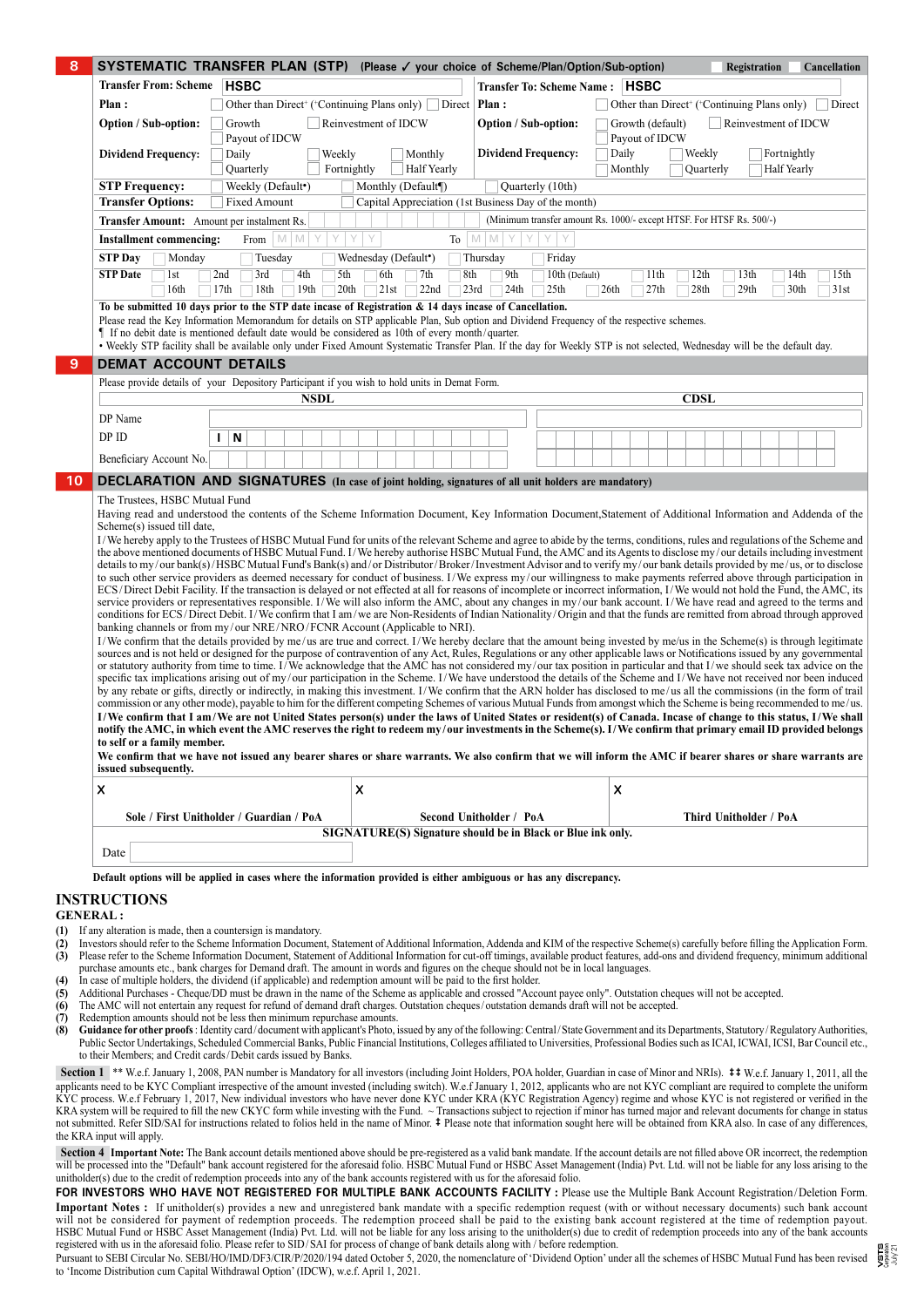## 8 SYSTEMATIC TRANSFER PLAN (STP) (Please ✓ your choice of Scheme/Plan/Option/Sub-option)

☐ Registration ☐ Cancellation

| | | | |
|---|---|---|---|
| **Transfer From: Scheme** | HSBC | **Transfer To: Scheme Name :** | HSBC |
| **Plan :** | ☐ Other than Direct⁺ (⁺Continuing Plans only) ☐ Direct | **Plan :** | ☐ Other than Direct⁺ (⁺Continuing Plans only) ☐ Direct |
| **Option / Sub-option:** | ☐ Growth ☐ Reinvestment of IDCW ☐ Payout of IDCW | **Option / Sub-option:** | ☐ Growth (default) ☐ Reinvestment of IDCW ☐ Payout of IDCW |
| **Dividend Frequency:** | ☐ Daily ☐ Weekly ☐ Monthly ☐ Quarterly ☐ Fortnightly ☐ Half Yearly | **Dividend Frequency:** | ☐ Daily ☐ Weekly ☐ Fortnightly ☐ Monthly ☐ Quarterly ☐ Half Yearly |

**STP Frequency:** ☐ Weekly (Default•) ☐ Monthly (Default¶) ☐ Quarterly (10th)

**Transfer Options:** ☐ Fixed Amount ☐ Capital Appreciation (1st Business Day of the month)

**Transfer Amount:** Amount per instalment Rs. (Minimum transfer amount Rs. 1000/- except HTSF. For HTSF Rs. 500/-)

**Installment commencing:** From M M Y Y Y Y To M M Y Y Y Y

**STP Day** ☐ Monday ☐ Tuesday ☐ Wednesday (Default•) ☐ Thursday ☐ Friday

**STP Date** ☐ 1st ☐ 2nd ☐ 3rd ☐ 4th ☐ 5th ☐ 6th ☐ 7th ☐ 8th ☐ 9th ☐ 10th (Default) ☐ 11th ☐ 12th ☐ 13th ☐ 14th ☐ 15th ☐ 16th ☐ 17th ☐ 18th ☐ 19th ☐ 20th ☐ 21st ☐ 22nd ☐ 23rd ☐ 24th ☐ 25th ☐ 26th ☐ 27th ☐ 28th ☐ 29th ☐ 30th ☐ 31st

**To be submitted 10 days prior to the STP date incase of Registration & 14 days incase of Cancellation.**

Please read the Key Information Memorandum for details on STP applicable Plan, Sub option and Dividend Frequency of the respective schemes.

¶ If no debit date is mentioned default date would be considered as 10th of every month / quarter.

• Weekly STP facility shall be available only under Fixed Amount Systematic Transfer Plan. If the day for Weekly STP is not selected, Wednesday will be the default day.

## 9 DEMAT ACCOUNT DETAILS

Please provide details of your Depository Participant if you wish to hold units in Demat Form.

| | NSDL | CDSL |
|---|---|---|
| DP Name | | |
| DP ID | I N | |
| Beneficiary Account No. | | |

## 10 DECLARATION AND SIGNATURES (In case of joint holding, signatures of all unit holders are mandatory)

The Trustees, HSBC Mutual Fund

Having read and understood the contents of the Scheme Information Document, Key Information Document,Statement of Additional Information and Addenda of the Scheme(s) issued till date,

I / We hereby apply to the Trustees of HSBC Mutual Fund for units of the relevant Scheme and agree to abide by the terms, conditions, rules and regulations of the Scheme and the above mentioned documents of HSBC Mutual Fund. I / We hereby authorise HSBC Mutual Fund, the AMC and its Agents to disclose my / our details including investment details to my / our bank(s) / HSBC Mutual Fund's Bank(s) and / or Distributor / Broker / Investment Advisor and to verify my / our bank details provided by me / us, or to disclose to such other service providers as deemed necessary for conduct of business. I / We express my / our willingness to make payments referred above through participation in ECS / Direct Debit Facility. If the transaction is delayed or not effected at all for reasons of incomplete or incorrect information, I / We would not hold the Fund, the AMC, its service providers or representatives responsible. I / We will also inform the AMC, about any changes in my / our bank account. I / We have read and agreed to the terms and conditions for ECS / Direct Debit. I / We confirm that I am / we are Non-Residents of Indian Nationality / Origin and that the funds are remitted from abroad through approved banking channels or from my / our NRE / NRO / FCNR Account (Applicable to NRI).

I / We confirm that the details provided by me / us are true and correct. I / We hereby declare that the amount being invested by me/us in the Scheme(s) is through legitimate sources and is not held or designed for the purpose of contravention of any Act, Rules, Regulations or any other applicable laws or Notifications issued by any governmental or statutory authority from time to time. I / We acknowledge that the AMC has not considered my / our tax position in particular and that I / we should seek tax advice on the specific tax implications arising out of my / our participation in the Scheme. I / We have understood the details of the Scheme and I / We have not received nor been induced by any rebate or gifts, directly or indirectly, in making this investment. I / We confirm that the ARN holder has disclosed to me / us all the commissions (in the form of trail commission or any other mode), payable to him for the different competing Schemes of various Mutual Funds from amongst which the Scheme is being recommended to me / us. **I / We confirm that I am / We are not United States person(s) under the laws of United States or resident(s) of Canada. Incase of change to this status, I / We shall notify the AMC, in which event the AMC reserves the right to redeem my / our investments in the Scheme(s). I / We confirm that primary email ID provided belongs to self or a family member.**

**We confirm that we have not issued any bearer shares or share warrants. We also confirm that we will inform the AMC if bearer shares or share warrants are issued subsequently.**

| X | X | X |
|---|---|---|
| **Sole / First Unitholder / Guardian / PoA** | **Second Unitholder / PoA** | **Third Unitholder / PoA** |

**SIGNATURE(S) Signature should be in Black or Blue ink only.**

Date

**Default options will be applied in cases where the information provided is either ambiguous or has any discrepancy.**

# INSTRUCTIONS

## GENERAL :

1. If any alteration is made, then a countersign is mandatory.
2. Investors should refer to the Scheme Information Document, Statement of Additional Information, Addenda and KIM of the respective Scheme(s) carefully before filling the Application Form.
3. Please refer to the Scheme Information Document, Statement of Additional Information for cut-off timings, available product features, add-ons and dividend frequency, minimum additional purchase amounts etc., bank charges for Demand draft. The amount in words and figures on the cheque should not be in local languages.
4. In case of multiple holders, the dividend (if applicable) and redemption amount will be paid to the first holder.
5. Additional Purchases - Cheque/DD must be drawn in the name of the Scheme as applicable and crossed "Account payee only". Outstation cheques will not be accepted.
6. The AMC will not entertain any request for refund of demand draft charges. Outstation cheques / outstation demands draft will not be accepted.
7. Redemption amounts should not be less then minimum repurchase amounts.
8. **Guidance for other proofs** : Identity card / document with applicant's Photo, issued by any of the following: Central / State Government and its Departments, Statutory / Regulatory Authorities, Public Sector Undertakings, Scheduled Commercial Banks, Public Financial Institutions, Colleges affiliated to Universities, Professional Bodies such as ICAI, ICWAI, ICSI, Bar Council etc., to their Members; and Credit cards / Debit cards issued by Banks.

**Section 1** ** W.e.f. January 1, 2008, PAN number is Mandatory for all investors (including Joint Holders, POA holder, Guardian in case of Minor and NRIs). ‡‡ W.e.f. January 1, 2011, all the applicants need to be KYC Compliant irrespective of the amount invested (including switch). W.e.f January 1, 2012, applicants who are not KYC compliant are required to complete the uniform KYC process. W.e.f February 1, 2017, New individual investors who have never done KYC under KRA (KYC Registration Agency) regime and whose KYC is not registered or verified in the KRA system will be required to fill the new CKYC form while investing with the Fund. ~ Transactions subject to rejection if minor has turned major and relevant documents for change in status not submitted. Refer SID/SAI for instructions related to folios held in the name of Minor. ‡ Please note that information sought here will be obtained from KRA also. In case of any differences, the KRA input will apply.

**Section 4 Important Note:** The Bank account details mentioned above should be pre-registered as a valid bank mandate. If the account details are not filled above OR incorrect, the redemption will be processed into the "Default" bank account registered for the aforesaid folio. HSBC Mutual Fund or HSBC Asset Management (India) Pvt. Ltd. will not be liable for any loss arising to the unitholder(s) due to the credit of redemption proceeds into any of the bank accounts registered with us for the aforesaid folio.

**FOR INVESTORS WHO HAVE NOT REGISTERED FOR MULTIPLE BANK ACCOUNTS FACILITY :** Please use the Multiple Bank Account Registration / Deletion Form.

**Important Notes :** If unitholder(s) provides a new and unregistered bank mandate with a specific redemption request (with or without necessary documents) such bank account will not be considered for payment of redemption proceeds. The redemption proceed shall be paid to the existing bank account registered at the time of redemption payout. HSBC Mutual Fund or HSBC Asset Management (India) Pvt. Ltd. will not be liable for any loss arising to the unitholder(s) due to credit of redemption proceeds into any of the bank accounts registered with us in the aforesaid folio. Please refer to SID / SAI for process of change of bank details along with / before redemption.

Pursuant to SEBI Circular No. SEBI/HO/IMD/DF3/CIR/P/2020/194 dated October 5, 2020, the nomenclature of 'Dividend Option' under all the schemes of HSBC Mutual Fund has been revised to 'Income Distribution cum Capital Withdrawal Option' (IDCW), w.e.f. April 1, 2021.